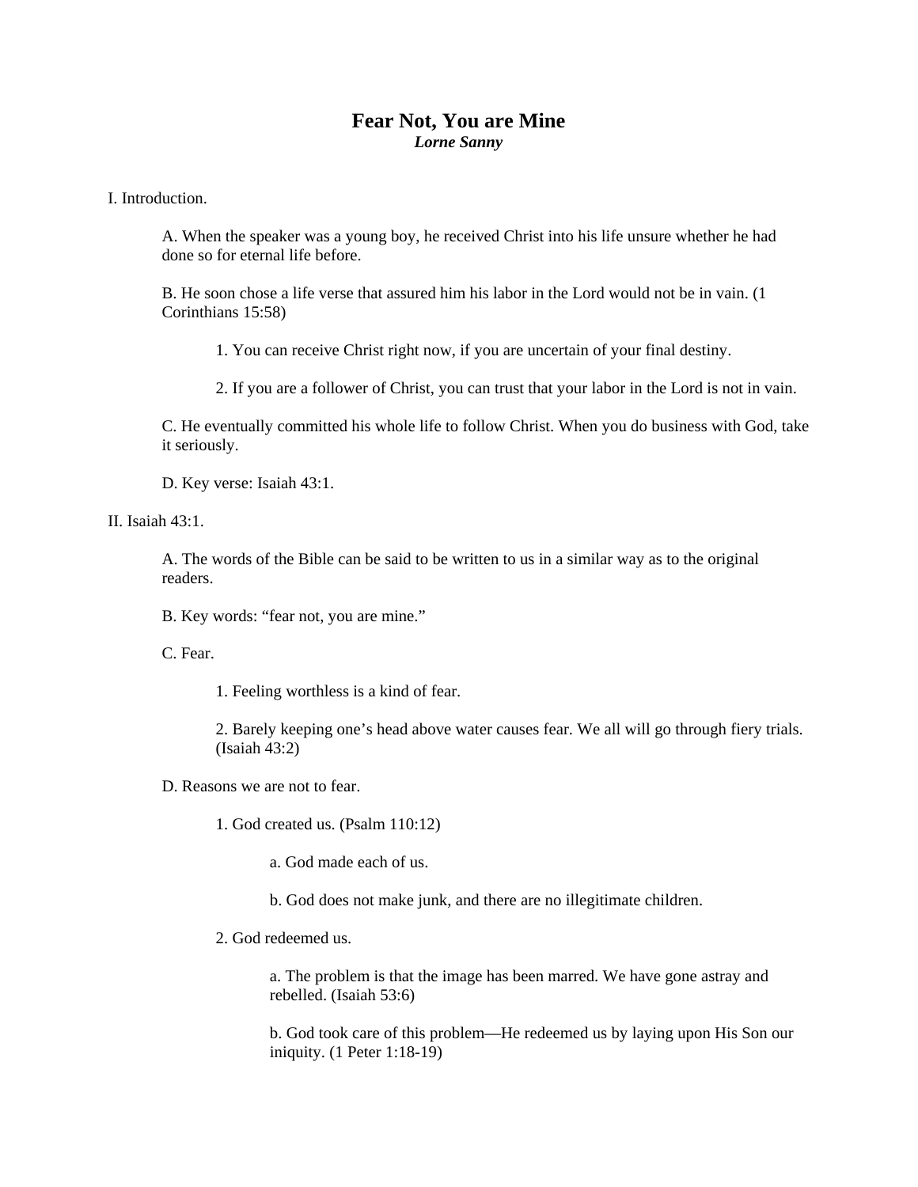# Fear Not, You are Mine

***Lorne Sanny***

I. Introduction.

A. When the speaker was a young boy, he received Christ into his life unsure whether he had done so for eternal life before.

B. He soon chose a life verse that assured him his labor in the Lord would not be in vain. (1 Corinthians 15:58)

1. You can receive Christ right now, if you are uncertain of your final destiny.

2. If you are a follower of Christ, you can trust that your labor in the Lord is not in vain.

C. He eventually committed his whole life to follow Christ. When you do business with God, take it seriously.

D. Key verse: Isaiah 43:1.

II. Isaiah 43:1.

A. The words of the Bible can be said to be written to us in a similar way as to the original readers.

B. Key words: "fear not, you are mine."

C. Fear.

1. Feeling worthless is a kind of fear.

2. Barely keeping one's head above water causes fear. We all will go through fiery trials. (Isaiah 43:2)

D. Reasons we are not to fear.

1. God created us. (Psalm 110:12)

a. God made each of us.

b. God does not make junk, and there are no illegitimate children.

2. God redeemed us.

a. The problem is that the image has been marred. We have gone astray and rebelled. (Isaiah 53:6)

b. God took care of this problem—He redeemed us by laying upon His Son our iniquity. (1 Peter 1:18-19)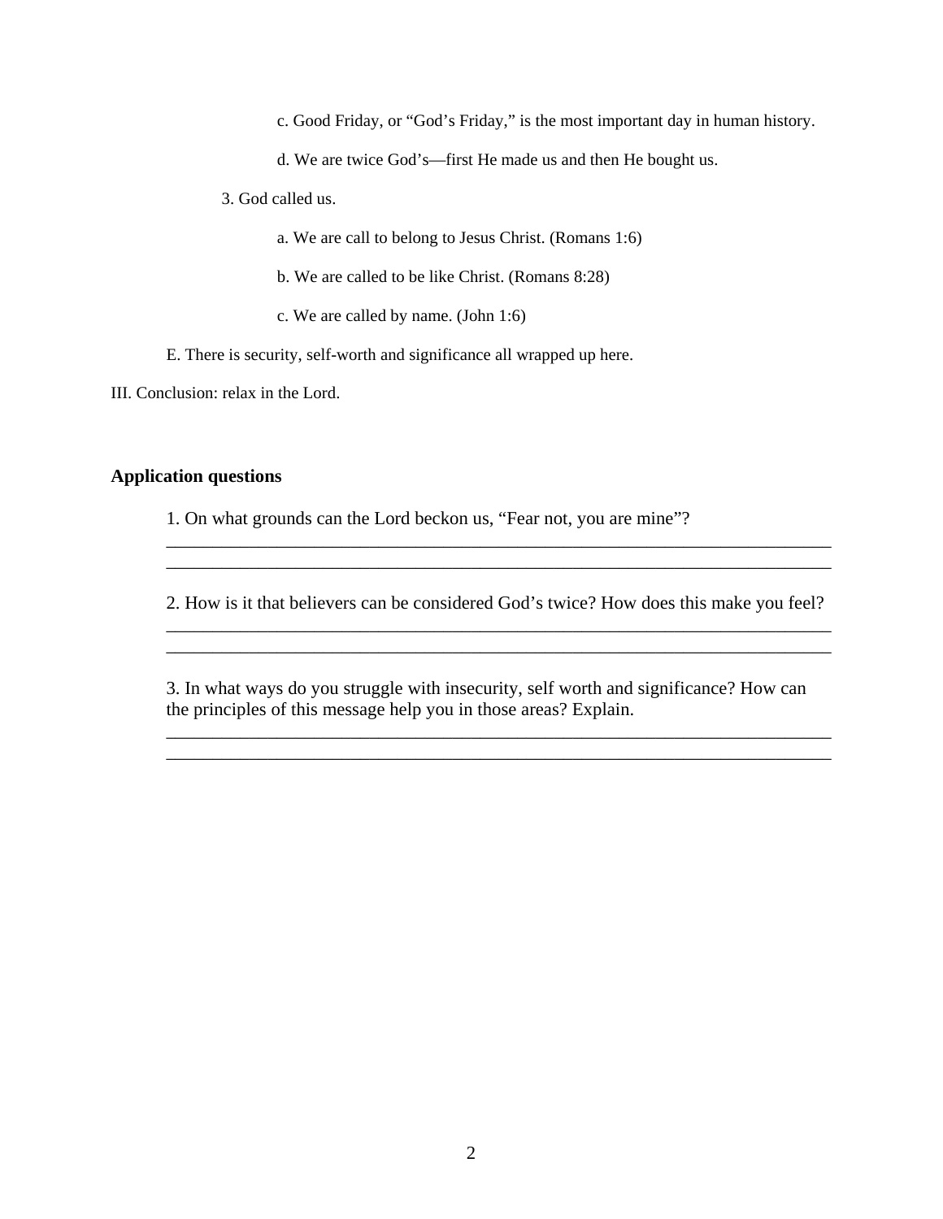c. Good Friday, or "God's Friday," is the most important day in human history.

d. We are twice God's—first He made us and then He bought us.

3. God called us.

a. We are call to belong to Jesus Christ. (Romans 1:6)

b. We are called to be like Christ. (Romans 8:28)

c. We are called by name. (John 1:6)

E. There is security, self-worth and significance all wrapped up here.

III. Conclusion: relax in the Lord.

**Application questions**

1. On what grounds can the Lord beckon us, "Fear not, you are mine"?

___________________________________________________________________________

___________________________________________________________________________

2. How is it that believers can be considered God's twice? How does this make you feel?

___________________________________________________________________________

___________________________________________________________________________

3. In what ways do you struggle with insecurity, self worth and significance? How can the principles of this message help you in those areas? Explain.

___________________________________________________________________________

___________________________________________________________________________